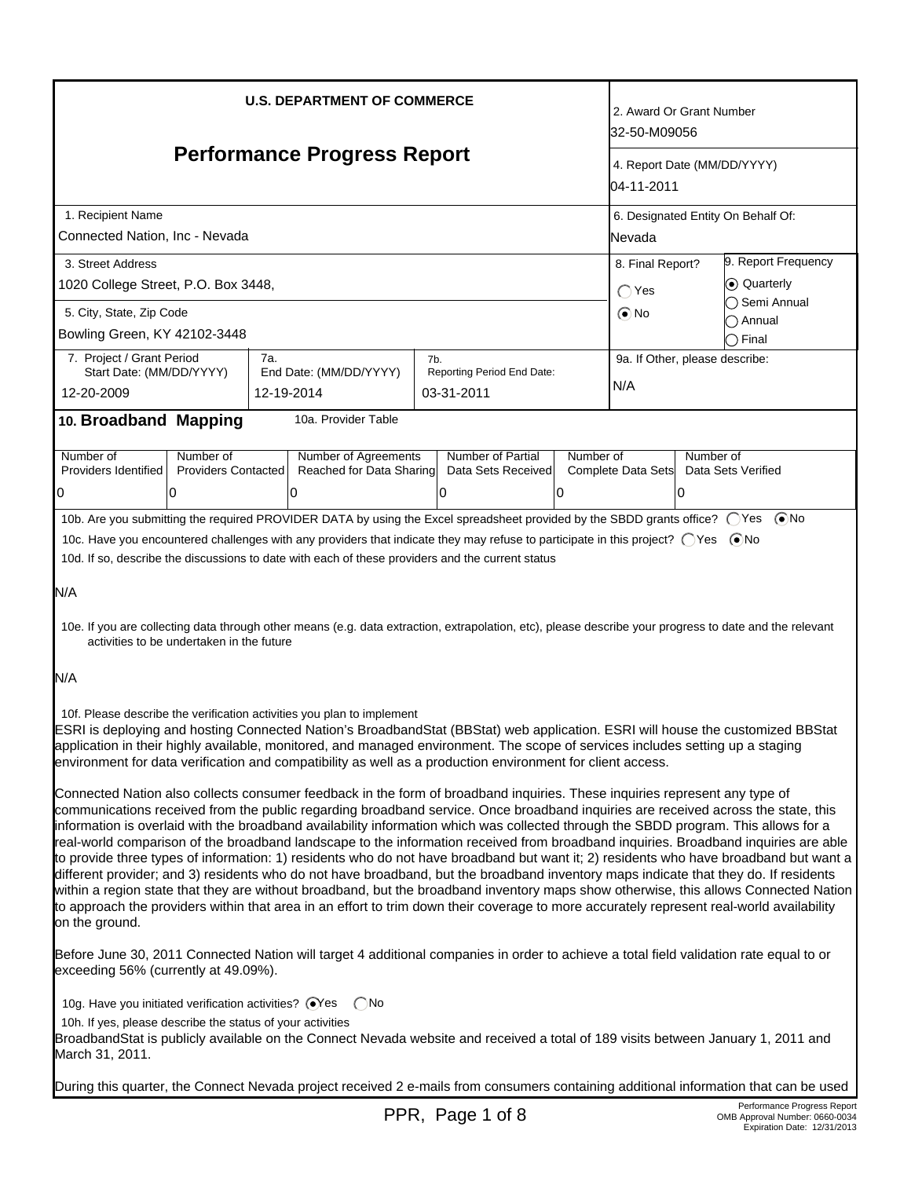**U.S. DEPARTMENT OF COMMERCE**

# Performance Progress Report

| | |
|---|---|
| 2. Award Or Grant Number | 32-50-M09056 |
| 4. Report Date (MM/DD/YYYY) | 04-11-2011 |
| 1. Recipient Name | Connected Nation, Inc - Nevada |
| 6. Designated Entity On Behalf Of: | Nevada |
| 3. Street Address | 1020 College Street, P.O. Box 3448, |
| 5. City, State, Zip Code | Bowling Green, KY 42102-3448 |
| 8. Final Report? | ◯ Yes ⦿ No |
| 9. Report Frequency | ⦿ Quarterly ◯ Semi Annual ◯ Annual ◯ Final |
| 7. Project / Grant Period Start Date: (MM/DD/YYYY) | 12-20-2009 |
| 7a. End Date: (MM/DD/YYYY) | 12-19-2014 |
| 7b. Reporting Period End Date: | 03-31-2011 |
| 9a. If Other, please describe: | N/A |

## 10. Broadband Mapping

10a. Provider Table

| Number of Providers Identified | Number of Providers Contacted | Number of Agreements Reached for Data Sharing | Number of Partial Data Sets Received | Number of Complete Data Sets | Number of Data Sets Verified |
|---|---|---|---|---|---|
| 0 | 0 | 0 | 0 | 0 | 0 |

10b. Are you submitting the required PROVIDER DATA by using the Excel spreadsheet provided by the SBDD grants office? ◯ Yes ⦿ No

10c. Have you encountered challenges with any providers that indicate they may refuse to participate in this project? ◯ Yes ⦿ No

10d. If so, describe the discussions to date with each of these providers and the current status

N/A

10e. If you are collecting data through other means (e.g. data extraction, extrapolation, etc), please describe your progress to date and the relevant activities to be undertaken in the future

N/A

10f. Please describe the verification activities you plan to implement

ESRI is deploying and hosting Connected Nation's BroadbandStat (BBStat) web application. ESRI will house the customized BBStat application in their highly available, monitored, and managed environment. The scope of services includes setting up a staging environment for data verification and compatibility as well as a production environment for client access.

Connected Nation also collects consumer feedback in the form of broadband inquiries. These inquiries represent any type of communications received from the public regarding broadband service. Once broadband inquiries are received across the state, this information is overlaid with the broadband availability information which was collected through the SBDD program. This allows for a real-world comparison of the broadband landscape to the information received from broadband inquiries. Broadband inquiries are able to provide three types of information: 1) residents who do not have broadband but want it; 2) residents who have broadband but want a different provider; and 3) residents who do not have broadband, but the broadband inventory maps indicate that they do. If residents within a region state that they are without broadband, but the broadband inventory maps show otherwise, this allows Connected Nation to approach the providers within that area in an effort to trim down their coverage to more accurately represent real-world availability on the ground.

Before June 30, 2011 Connected Nation will target 4 additional companies in order to achieve a total field validation rate equal to or exceeding 56% (currently at 49.09%).

10g. Have you initiated verification activities? ⦿ Yes ◯ No

10h. If yes, please describe the status of your activities

BroadbandStat is publicly available on the Connect Nevada website and received a total of 189 visits between January 1, 2011 and March 31, 2011.

During this quarter, the Connect Nevada project received 2 e-mails from consumers containing additional information that can be used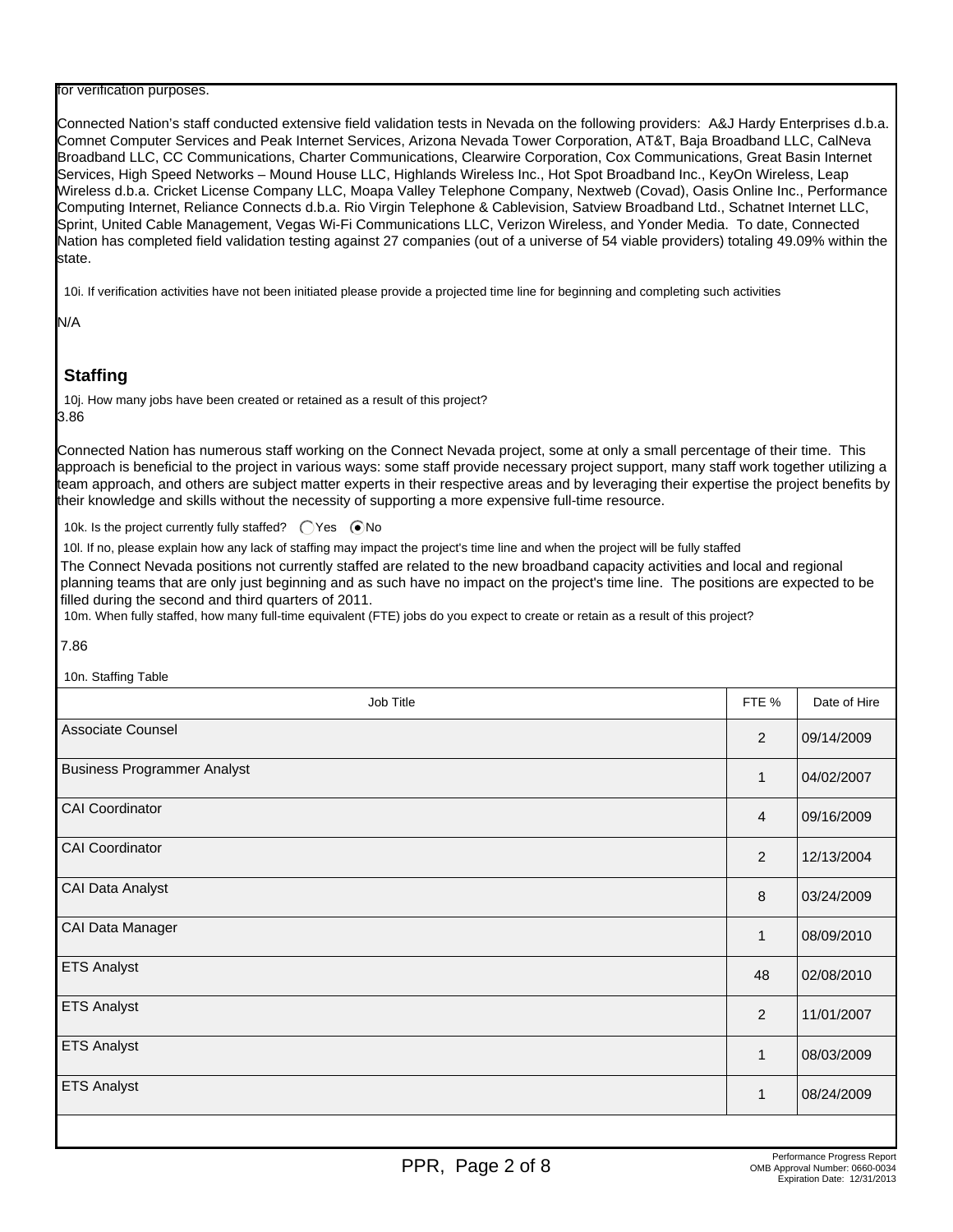for verification purposes.

Connected Nation's staff conducted extensive field validation tests in Nevada on the following providers: A&J Hardy Enterprises d.b.a. Comnet Computer Services and Peak Internet Services, Arizona Nevada Tower Corporation, AT&T, Baja Broadband LLC, CalNeva Broadband LLC, CC Communications, Charter Communications, Clearwire Corporation, Cox Communications, Great Basin Internet Services, High Speed Networks – Mound House LLC, Highlands Wireless Inc., Hot Spot Broadband Inc., KeyOn Wireless, Leap Wireless d.b.a. Cricket License Company LLC, Moapa Valley Telephone Company, Nextweb (Covad), Oasis Online Inc., Performance Computing Internet, Reliance Connects d.b.a. Rio Virgin Telephone & Cablevision, Satview Broadband Ltd., Schatnet Internet LLC, Sprint, United Cable Management, Vegas Wi-Fi Communications LLC, Verizon Wireless, and Yonder Media. To date, Connected Nation has completed field validation testing against 27 companies (out of a universe of 54 viable providers) totaling 49.09% within the state.

10i. If verification activities have not been initiated please provide a projected time line for beginning and completing such activities

N/A

## Staffing

10j. How many jobs have been created or retained as a result of this project?

3.86

Connected Nation has numerous staff working on the Connect Nevada project, some at only a small percentage of their time. This approach is beneficial to the project in various ways: some staff provide necessary project support, many staff work together utilizing a team approach, and others are subject matter experts in their respective areas and by leveraging their expertise the project benefits by their knowledge and skills without the necessity of supporting a more expensive full-time resource.

10k. Is the project currently fully staffed? ◯ Yes ◉ No

10l. If no, please explain how any lack of staffing may impact the project's time line and when the project will be fully staffed

The Connect Nevada positions not currently staffed are related to the new broadband capacity activities and local and regional planning teams that are only just beginning and as such have no impact on the project's time line. The positions are expected to be filled during the second and third quarters of 2011.

10m. When fully staffed, how many full-time equivalent (FTE) jobs do you expect to create or retain as a result of this project?

7.86

10n. Staffing Table

| Job Title | FTE % | Date of Hire |
|---|---|---|
| Associate Counsel | 2 | 09/14/2009 |
| Business Programmer Analyst | 1 | 04/02/2007 |
| CAI Coordinator | 4 | 09/16/2009 |
| CAI Coordinator | 2 | 12/13/2004 |
| CAI Data Analyst | 8 | 03/24/2009 |
| CAI Data Manager | 1 | 08/09/2010 |
| ETS Analyst | 48 | 02/08/2010 |
| ETS Analyst | 2 | 11/01/2007 |
| ETS Analyst | 1 | 08/03/2009 |
| ETS Analyst | 1 | 08/24/2009 |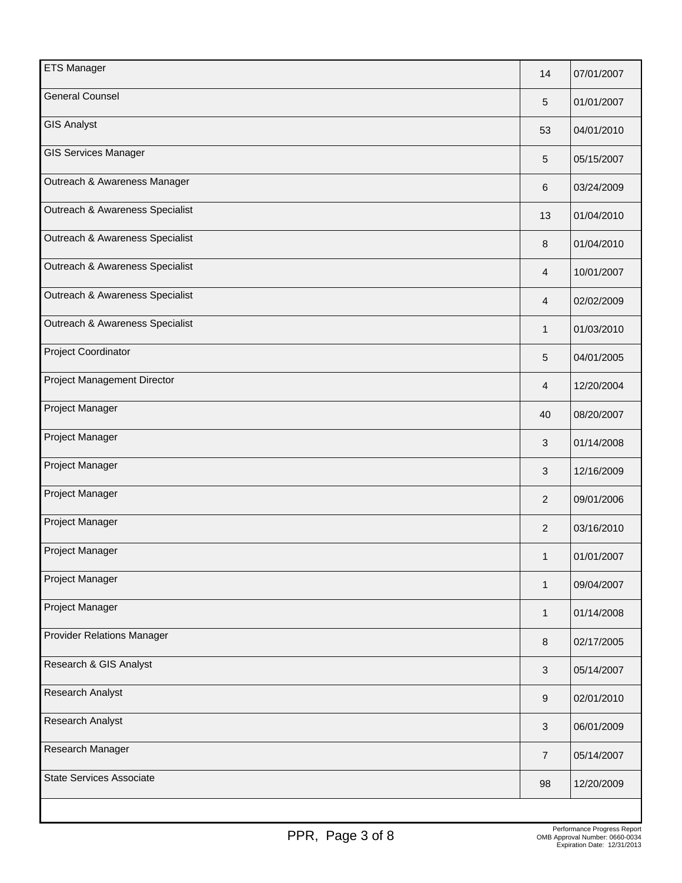| | | |
|---|---|---|
| ETS Manager | 14 | 07/01/2007 |
| General Counsel | 5 | 01/01/2007 |
| GIS Analyst | 53 | 04/01/2010 |
| GIS Services Manager | 5 | 05/15/2007 |
| Outreach & Awareness Manager | 6 | 03/24/2009 |
| Outreach & Awareness Specialist | 13 | 01/04/2010 |
| Outreach & Awareness Specialist | 8 | 01/04/2010 |
| Outreach & Awareness Specialist | 4 | 10/01/2007 |
| Outreach & Awareness Specialist | 4 | 02/02/2009 |
| Outreach & Awareness Specialist | 1 | 01/03/2010 |
| Project Coordinator | 5 | 04/01/2005 |
| Project Management Director | 4 | 12/20/2004 |
| Project Manager | 40 | 08/20/2007 |
| Project Manager | 3 | 01/14/2008 |
| Project Manager | 3 | 12/16/2009 |
| Project Manager | 2 | 09/01/2006 |
| Project Manager | 2 | 03/16/2010 |
| Project Manager | 1 | 01/01/2007 |
| Project Manager | 1 | 09/04/2007 |
| Project Manager | 1 | 01/14/2008 |
| Provider Relations Manager | 8 | 02/17/2005 |
| Research & GIS Analyst | 3 | 05/14/2007 |
| Research Analyst | 9 | 02/01/2010 |
| Research Analyst | 3 | 06/01/2009 |
| Research Manager | 7 | 05/14/2007 |
| State Services Associate | 98 | 12/20/2009 |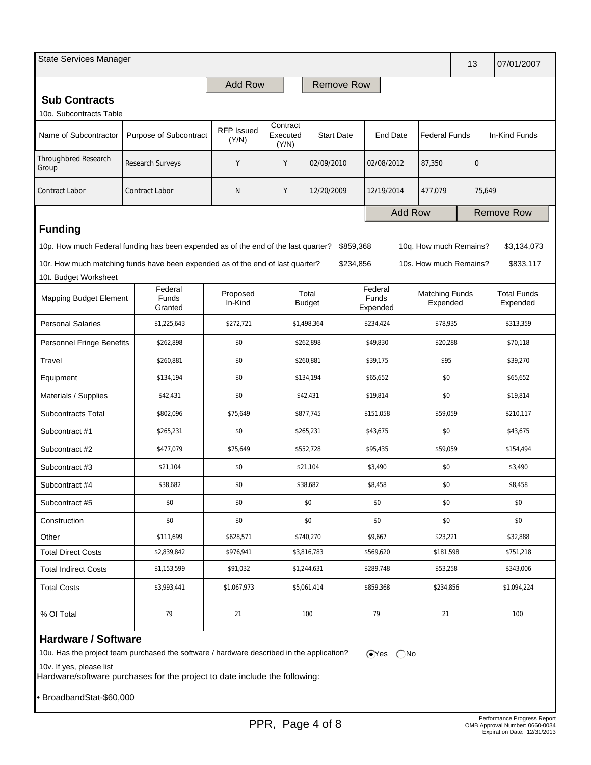| State Services Manager | 13 | 07/01/2007 |
|---|---|---|

## Sub Contracts

10o. Subcontracts Table

| Name of Subcontractor | Purpose of Subcontract | RFP Issued (Y/N) | Contract Executed (Y/N) | Start Date | End Date | Federal Funds | In-Kind Funds |
|---|---|---|---|---|---|---|---|
| Throughbred Research Group | Research Surveys | Y | Y | 02/09/2010 | 02/08/2012 | 87,350 | 0 |
| Contract Labor | Contract Labor | N | Y | 12/20/2009 | 12/19/2014 | 477,079 | 75,649 |

## Funding

10p. How much Federal funding has been expended as of the end of the last quarter? $859,368

10q. How much Remains? $3,134,073

10r. How much matching funds have been expended as of the end of last quarter? $234,856

10s. How much Remains? $833,117

10t. Budget Worksheet

| Mapping Budget Element | Federal Funds Granted | Proposed In-Kind | Total Budget | Federal Funds Expended | Matching Funds Expended | Total Funds Expended |
|---|---|---|---|---|---|---|
| Personal Salaries | $1,225,643 | $272,721 | $1,498,364 | $234,424 | $78,935 | $313,359 |
| Personnel Fringe Benefits | $262,898 | $0 | $262,898 | $49,830 | $20,288 | $70,118 |
| Travel | $260,881 | $0 | $260,881 | $39,175 | $95 | $39,270 |
| Equipment | $134,194 | $0 | $134,194 | $65,652 | $0 | $65,652 |
| Materials / Supplies | $42,431 | $0 | $42,431 | $19,814 | $0 | $19,814 |
| Subcontracts Total | $802,096 | $75,649 | $877,745 | $151,058 | $59,059 | $210,117 |
| Subcontract #1 | $265,231 | $0 | $265,231 | $43,675 | $0 | $43,675 |
| Subcontract #2 | $477,079 | $75,649 | $552,728 | $95,435 | $59,059 | $154,494 |
| Subcontract #3 | $21,104 | $0 | $21,104 | $3,490 | $0 | $3,490 |
| Subcontract #4 | $38,682 | $0 | $38,682 | $8,458 | $0 | $8,458 |
| Subcontract #5 | $0 | $0 | $0 | $0 | $0 | $0 |
| Construction | $0 | $0 | $0 | $0 | $0 | $0 |
| Other | $111,699 | $628,571 | $740,270 | $9,667 | $23,221 | $32,888 |
| Total Direct Costs | $2,839,842 | $976,941 | $3,816,783 | $569,620 | $181,598 | $751,218 |
| Total Indirect Costs | $1,153,599 | $91,032 | $1,244,631 | $289,748 | $53,258 | $343,006 |
| Total Costs | $3,993,441 | $1,067,973 | $5,061,414 | $859,368 | $234,856 | $1,094,224 |
| % Of Total | 79 | 21 | 100 | 79 | 21 | 100 |

## Hardware / Software

10u. Has the project team purchased the software / hardware described in the application? (●) Yes ( ) No

10v. If yes, please list

Hardware/software purchases for the project to date include the following:

- BroadbandStat-$60,000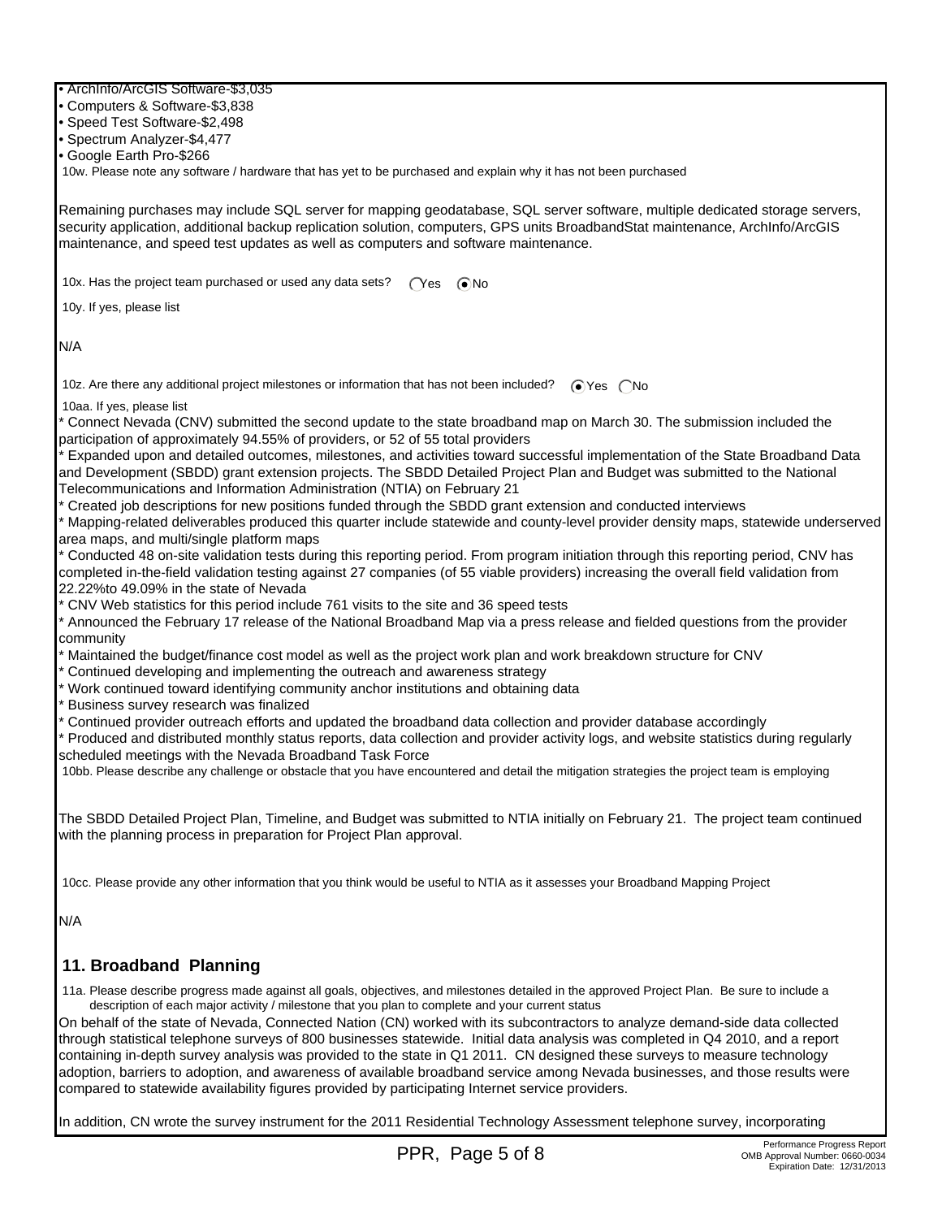- ArchInfo/ArcGIS Software-$3,035
- Computers & Software-$3,838
- Speed Test Software-$2,498
- Spectrum Analyzer-$4,477
- Google Earth Pro-$266

10w. Please note any software / hardware that has yet to be purchased and explain why it has not been purchased

Remaining purchases may include SQL server for mapping geodatabase, SQL server software, multiple dedicated storage servers, security application, additional backup replication solution, computers, GPS units BroadbandStat maintenance, ArchInfo/ArcGIS maintenance, and speed test updates as well as computers and software maintenance.

10x. Has the project team purchased or used any data sets? ◯ Yes ◉ No

10y. If yes, please list

N/A

10z. Are there any additional project milestones or information that has not been included? ◉ Yes ◯ No

10aa. If yes, please list

* Connect Nevada (CNV) submitted the second update to the state broadband map on March 30. The submission included the participation of approximately 94.55% of providers, or 52 of 55 total providers
* Expanded upon and detailed outcomes, milestones, and activities toward successful implementation of the State Broadband Data and Development (SBDD) grant extension projects. The SBDD Detailed Project Plan and Budget was submitted to the National Telecommunications and Information Administration (NTIA) on February 21
* Created job descriptions for new positions funded through the SBDD grant extension and conducted interviews
* Mapping-related deliverables produced this quarter include statewide and county-level provider density maps, statewide underserved area maps, and multi/single platform maps
* Conducted 48 on-site validation tests during this reporting period. From program initiation through this reporting period, CNV has completed in-the-field validation testing against 27 companies (of 55 viable providers) increasing the overall field validation from 22.22%to 49.09% in the state of Nevada
* CNV Web statistics for this period include 761 visits to the site and 36 speed tests
* Announced the February 17 release of the National Broadband Map via a press release and fielded questions from the provider community
* Maintained the budget/finance cost model as well as the project work plan and work breakdown structure for CNV
* Continued developing and implementing the outreach and awareness strategy
* Work continued toward identifying community anchor institutions and obtaining data
* Business survey research was finalized
* Continued provider outreach efforts and updated the broadband data collection and provider database accordingly
* Produced and distributed monthly status reports, data collection and provider activity logs, and website statistics during regularly scheduled meetings with the Nevada Broadband Task Force

10bb. Please describe any challenge or obstacle that you have encountered and detail the mitigation strategies the project team is employing

The SBDD Detailed Project Plan, Timeline, and Budget was submitted to NTIA initially on February 21. The project team continued with the planning process in preparation for Project Plan approval.

10cc. Please provide any other information that you think would be useful to NTIA as it assesses your Broadband Mapping Project

N/A

## 11. Broadband Planning

11a. Please describe progress made against all goals, objectives, and milestones detailed in the approved Project Plan. Be sure to include a description of each major activity / milestone that you plan to complete and your current status

On behalf of the state of Nevada, Connected Nation (CN) worked with its subcontractors to analyze demand-side data collected through statistical telephone surveys of 800 businesses statewide. Initial data analysis was completed in Q4 2010, and a report containing in-depth survey analysis was provided to the state in Q1 2011. CN designed these surveys to measure technology adoption, barriers to adoption, and awareness of available broadband service among Nevada businesses, and those results were compared to statewide availability figures provided by participating Internet service providers.

In addition, CN wrote the survey instrument for the 2011 Residential Technology Assessment telephone survey, incorporating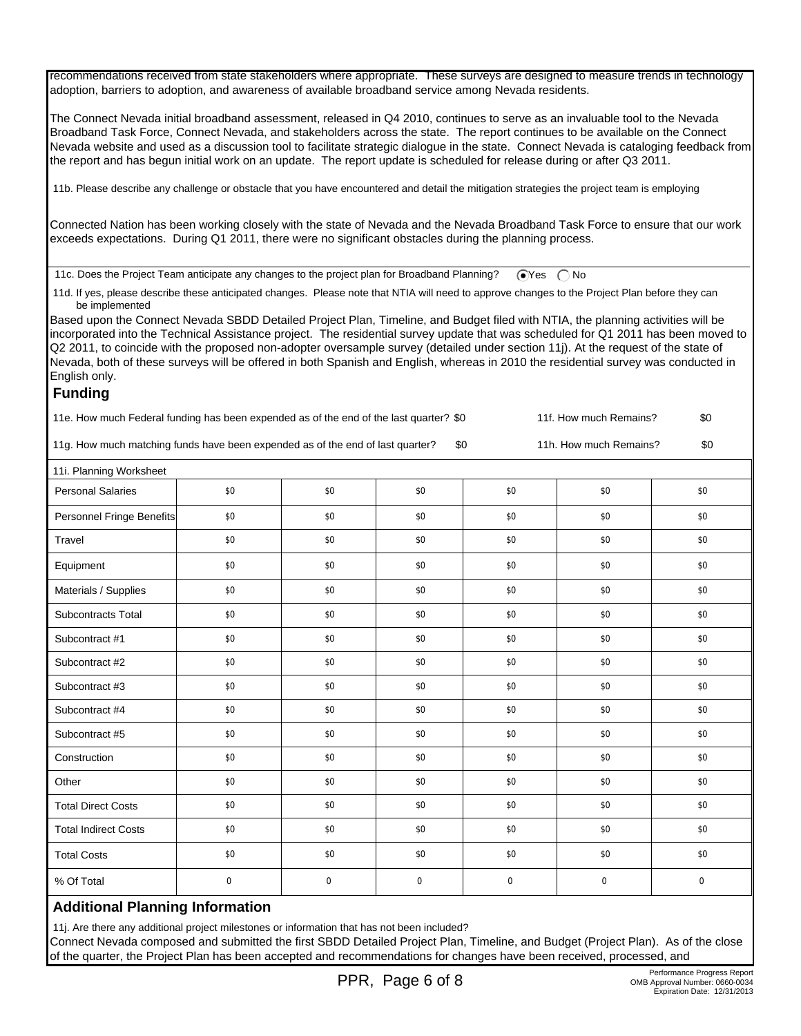recommendations received from state stakeholders where appropriate. These surveys are designed to measure trends in technology adoption, barriers to adoption, and awareness of available broadband service among Nevada residents.

The Connect Nevada initial broadband assessment, released in Q4 2010, continues to serve as an invaluable tool to the Nevada Broadband Task Force, Connect Nevada, and stakeholders across the state. The report continues to be available on the Connect Nevada website and used as a discussion tool to facilitate strategic dialogue in the state. Connect Nevada is cataloging feedback from the report and has begun initial work on an update. The report update is scheduled for release during or after Q3 2011.

11b. Please describe any challenge or obstacle that you have encountered and detail the mitigation strategies the project team is employing

Connected Nation has been working closely with the state of Nevada and the Nevada Broadband Task Force to ensure that our work exceeds expectations. During Q1 2011, there were no significant obstacles during the planning process.

11c. Does the Project Team anticipate any changes to the project plan for Broadband Planning? (•) Yes ( ) No

11d. If yes, please describe these anticipated changes. Please note that NTIA will need to approve changes to the Project Plan before they can be implemented

Based upon the Connect Nevada SBDD Detailed Project Plan, Timeline, and Budget filed with NTIA, the planning activities will be incorporated into the Technical Assistance project. The residential survey update that was scheduled for Q1 2011 has been moved to Q2 2011, to coincide with the proposed non-adopter oversample survey (detailed under section 11j). At the request of the state of Nevada, both of these surveys will be offered in both Spanish and English, whereas in 2010 the residential survey was conducted in English only.

## Funding

11e. How much Federal funding has been expended as of the end of the last quarter? $0 &nbsp;&nbsp;&nbsp; 11f. How much Remains? $0

11g. How much matching funds have been expended as of the end of last quarter? $0 &nbsp;&nbsp;&nbsp; 11h. How much Remains? $0

| 11i. Planning Worksheet | | | | | | |
|---|---|---|---|---|---|---|
| Personal Salaries | $0 | $0 | $0 | $0 | $0 | $0 |
| Personnel Fringe Benefits | $0 | $0 | $0 | $0 | $0 | $0 |
| Travel | $0 | $0 | $0 | $0 | $0 | $0 |
| Equipment | $0 | $0 | $0 | $0 | $0 | $0 |
| Materials / Supplies | $0 | $0 | $0 | $0 | $0 | $0 |
| Subcontracts Total | $0 | $0 | $0 | $0 | $0 | $0 |
| Subcontract #1 | $0 | $0 | $0 | $0 | $0 | $0 |
| Subcontract #2 | $0 | $0 | $0 | $0 | $0 | $0 |
| Subcontract #3 | $0 | $0 | $0 | $0 | $0 | $0 |
| Subcontract #4 | $0 | $0 | $0 | $0 | $0 | $0 |
| Subcontract #5 | $0 | $0 | $0 | $0 | $0 | $0 |
| Construction | $0 | $0 | $0 | $0 | $0 | $0 |
| Other | $0 | $0 | $0 | $0 | $0 | $0 |
| Total Direct Costs | $0 | $0 | $0 | $0 | $0 | $0 |
| Total Indirect Costs | $0 | $0 | $0 | $0 | $0 | $0 |
| Total Costs | $0 | $0 | $0 | $0 | $0 | $0 |
| % Of Total | 0 | 0 | 0 | 0 | 0 | 0 |

## Additional Planning Information

11j. Are there any additional project milestones or information that has not been included?

Connect Nevada composed and submitted the first SBDD Detailed Project Plan, Timeline, and Budget (Project Plan). As of the close of the quarter, the Project Plan has been accepted and recommendations for changes have been received, processed, and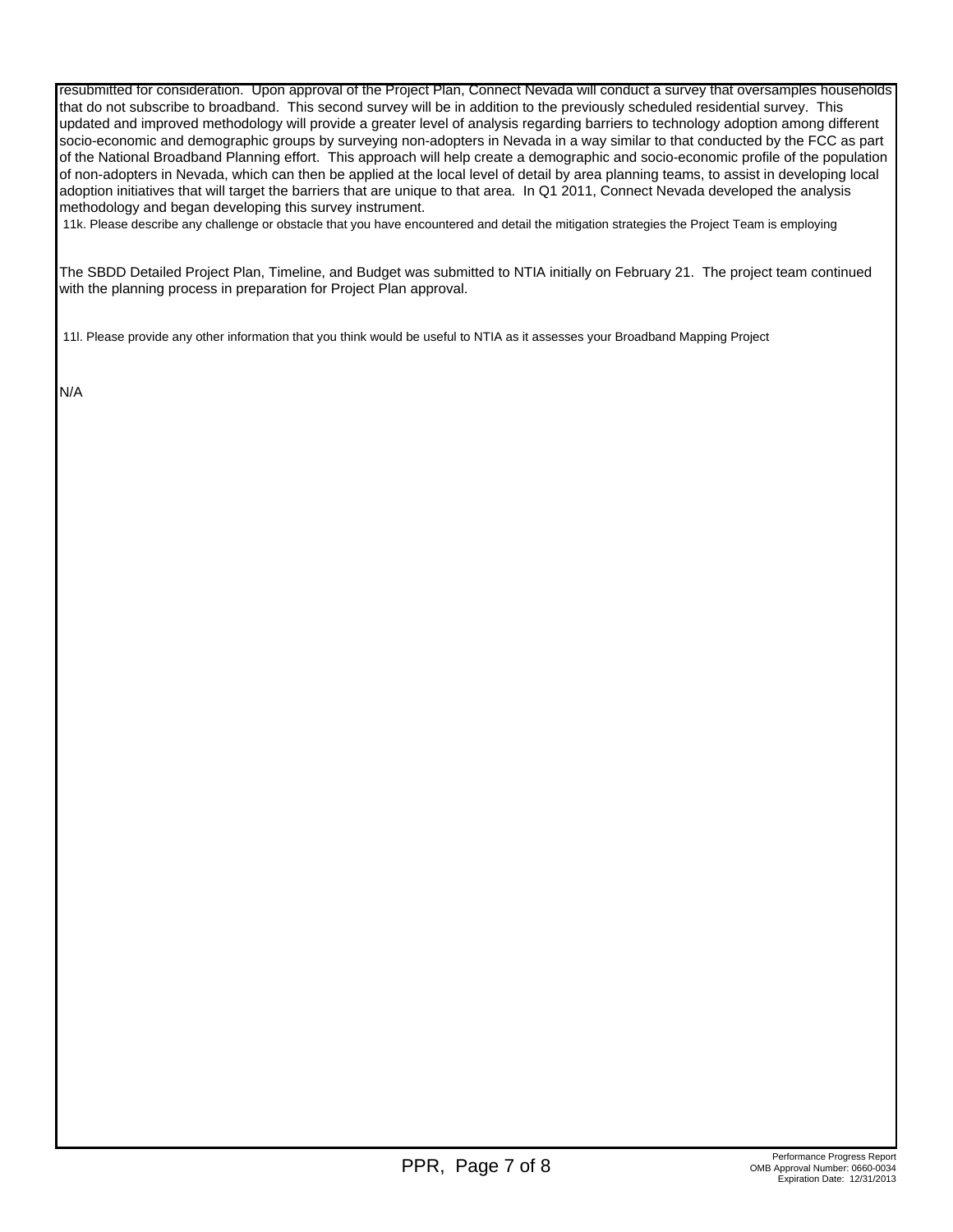resubmitted for consideration. Upon approval of the Project Plan, Connect Nevada will conduct a survey that oversamples households that do not subscribe to broadband. This second survey will be in addition to the previously scheduled residential survey. This updated and improved methodology will provide a greater level of analysis regarding barriers to technology adoption among different socio-economic and demographic groups by surveying non-adopters in Nevada in a way similar to that conducted by the FCC as part of the National Broadband Planning effort. This approach will help create a demographic and socio-economic profile of the population of non-adopters in Nevada, which can then be applied at the local level of detail by area planning teams, to assist in developing local adoption initiatives that will target the barriers that are unique to that area. In Q1 2011, Connect Nevada developed the analysis methodology and began developing this survey instrument.

11k. Please describe any challenge or obstacle that you have encountered and detail the mitigation strategies the Project Team is employing

The SBDD Detailed Project Plan, Timeline, and Budget was submitted to NTIA initially on February 21. The project team continued with the planning process in preparation for Project Plan approval.

11l. Please provide any other information that you think would be useful to NTIA as it assesses your Broadband Mapping Project

N/A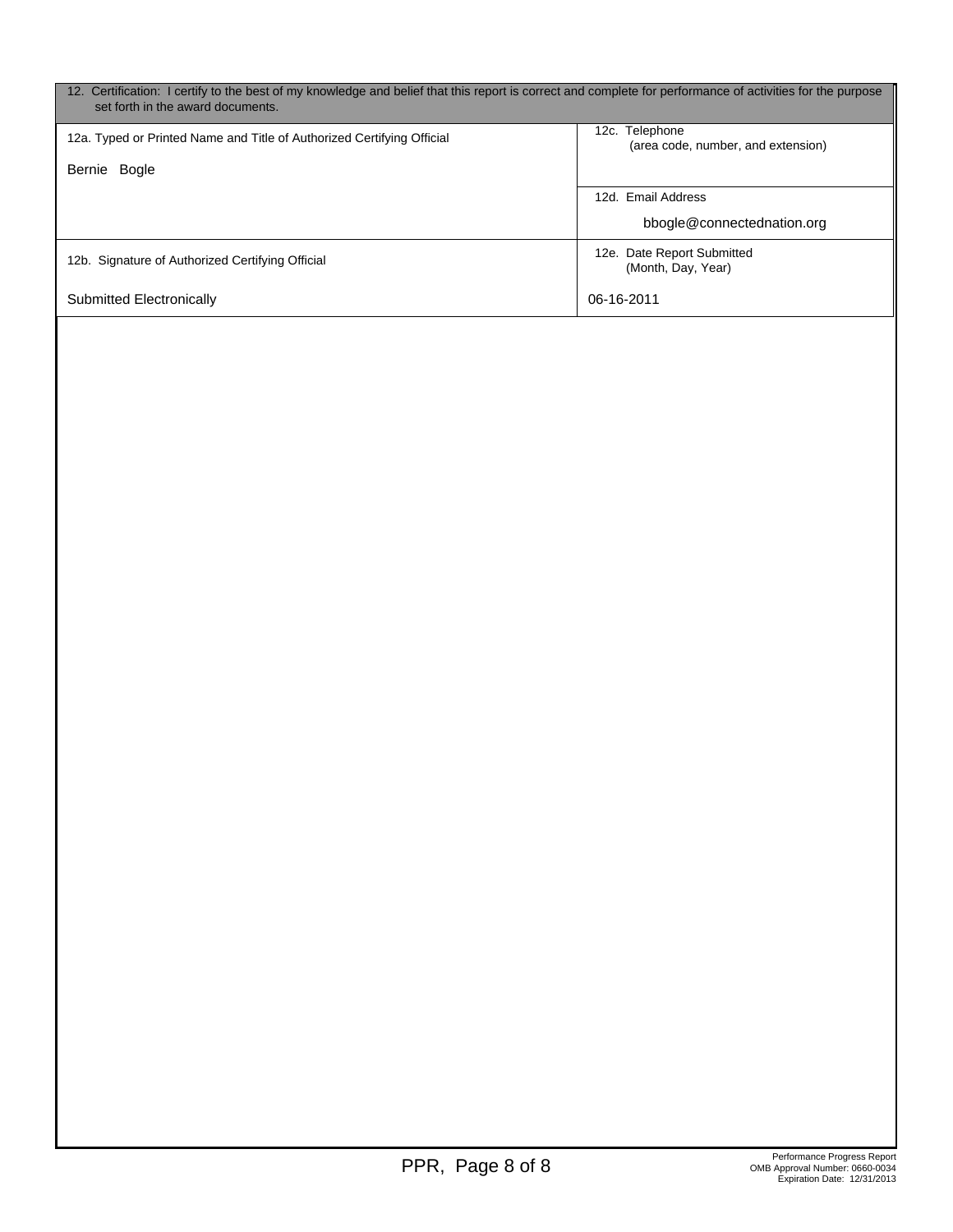| 12. Certification: I certify to the best of my knowledge and belief that this report is correct and complete for performance of activities for the purpose set forth in the award documents. | |
|---|---|
| 12a. Typed or Printed Name and Title of Authorized Certifying Official<br><br>Bernie Bogle | 12c. Telephone (area code, number, and extension) |
| | 12d. Email Address<br><br>bbogle@connectednation.org |
| 12b. Signature of Authorized Certifying Official<br><br>Submitted Electronically | 12e. Date Report Submitted (Month, Day, Year)<br><br>06-16-2011 |